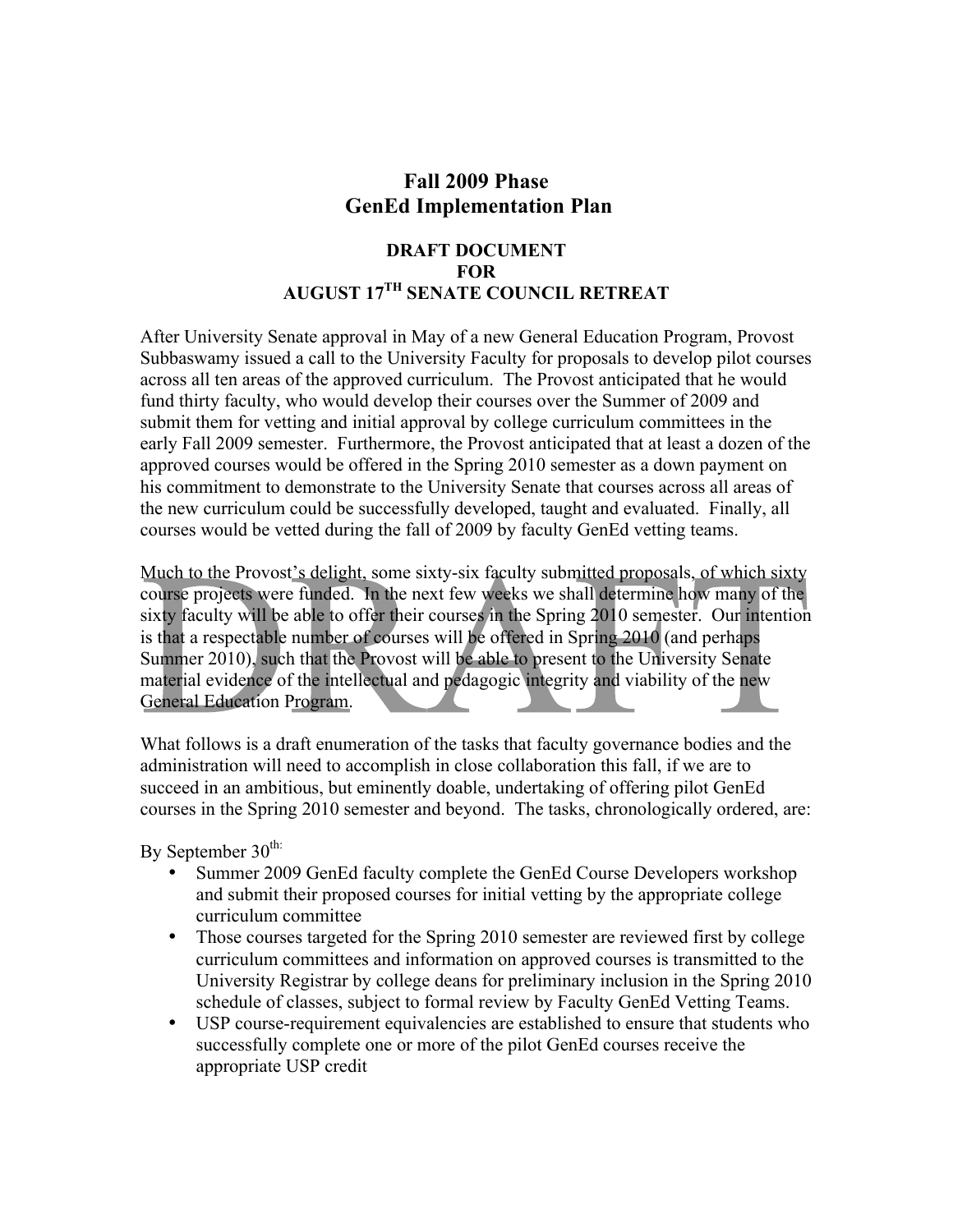# Fall 2009 Phase
# GenEd Implementation Plan

**DRAFT DOCUMENT**
**FOR**
**AUGUST 17TH SENATE COUNCIL RETREAT**

After University Senate approval in May of a new General Education Program, Provost Subbaswamy issued a call to the University Faculty for proposals to develop pilot courses across all ten areas of the approved curriculum. The Provost anticipated that he would fund thirty faculty, who would develop their courses over the Summer of 2009 and submit them for vetting and initial approval by college curriculum committees in the early Fall 2009 semester. Furthermore, the Provost anticipated that at least a dozen of the approved courses would be offered in the Spring 2010 semester as a down payment on his commitment to demonstrate to the University Senate that courses across all areas of the new curriculum could be successfully developed, taught and evaluated. Finally, all courses would be vetted during the fall of 2009 by faculty GenEd vetting teams.

Much to the Provost's delight, some sixty-six faculty submitted proposals, of which sixty course projects were funded. In the next few weeks we shall determine how many of the sixty faculty will be able to offer their courses in the Spring 2010 semester. Our intention is that a respectable number of courses will be offered in Spring 2010 (and perhaps Summer 2010), such that the Provost will be able to present to the University Senate material evidence of the intellectual and pedagogic integrity and viability of the new General Education Program.

What follows is a draft enumeration of the tasks that faculty governance bodies and the administration will need to accomplish in close collaboration this fall, if we are to succeed in an ambitious, but eminently doable, undertaking of offering pilot GenEd courses in the Spring 2010 semester and beyond. The tasks, chronologically ordered, are:

By September 30th:

- Summer 2009 GenEd faculty complete the GenEd Course Developers workshop and submit their proposed courses for initial vetting by the appropriate college curriculum committee
- Those courses targeted for the Spring 2010 semester are reviewed first by college curriculum committees and information on approved courses is transmitted to the University Registrar by college deans for preliminary inclusion in the Spring 2010 schedule of classes, subject to formal review by Faculty GenEd Vetting Teams.
- USP course-requirement equivalencies are established to ensure that students who successfully complete one or more of the pilot GenEd courses receive the appropriate USP credit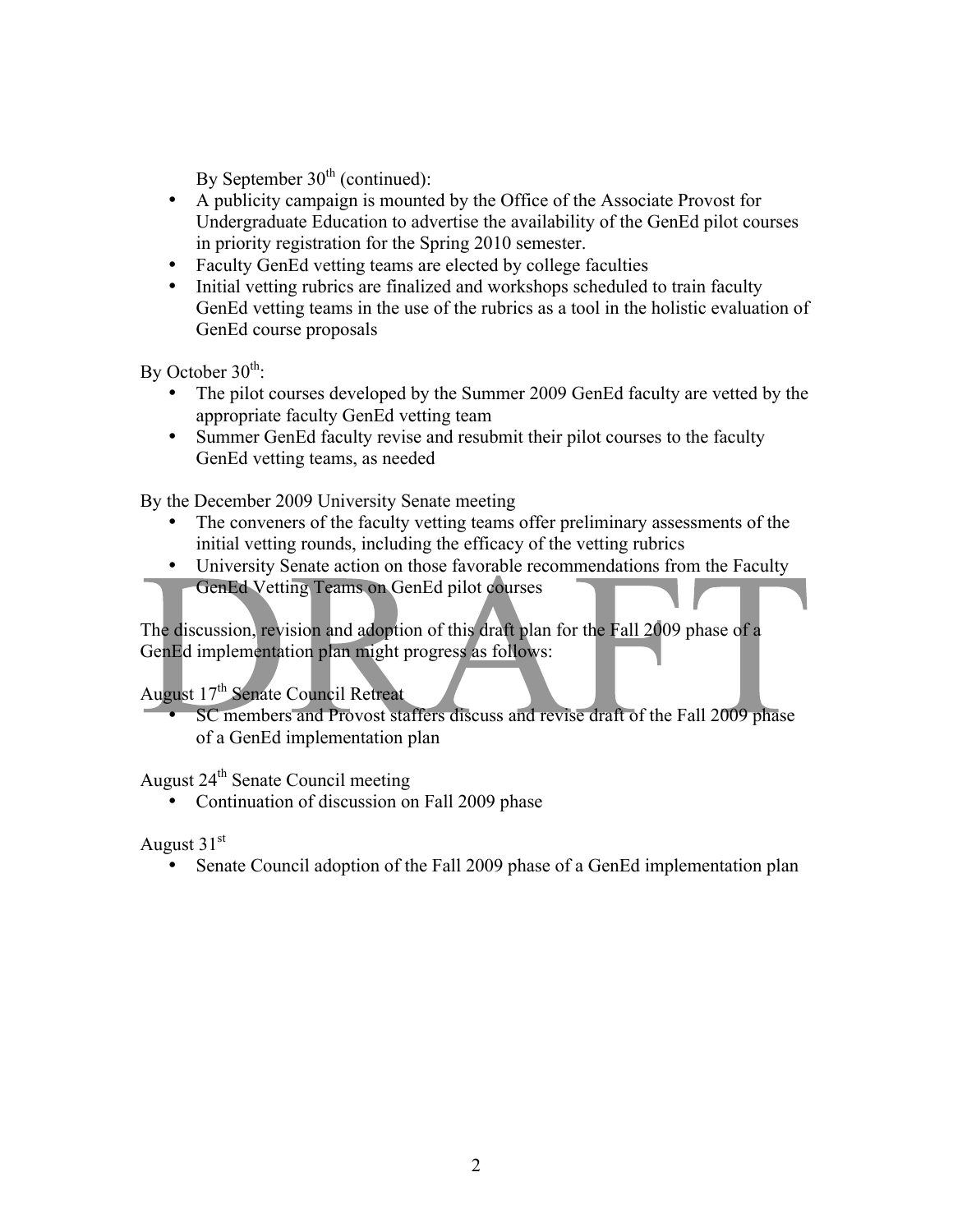By September 30th (continued):

- A publicity campaign is mounted by the Office of the Associate Provost for Undergraduate Education to advertise the availability of the GenEd pilot courses in priority registration for the Spring 2010 semester.
- Faculty GenEd vetting teams are elected by college faculties
- Initial vetting rubrics are finalized and workshops scheduled to train faculty GenEd vetting teams in the use of the rubrics as a tool in the holistic evaluation of GenEd course proposals

By October 30th:

- The pilot courses developed by the Summer 2009 GenEd faculty are vetted by the appropriate faculty GenEd vetting team
- Summer GenEd faculty revise and resubmit their pilot courses to the faculty GenEd vetting teams, as needed

By the December 2009 University Senate meeting

- The conveners of the faculty vetting teams offer preliminary assessments of the initial vetting rounds, including the efficacy of the vetting rubrics
- University Senate action on those favorable recommendations from the Faculty GenEd Vetting Teams on GenEd pilot courses

The discussion, revision and adoption of this draft plan for the Fall 2009 phase of a GenEd implementation plan might progress as follows:

August 17th Senate Council Retreat

- SC members and Provost staffers discuss and revise draft of the Fall 2009 phase of a GenEd implementation plan

August 24th Senate Council meeting

- Continuation of discussion on Fall 2009 phase

August 31st

- Senate Council adoption of the Fall 2009 phase of a GenEd implementation plan